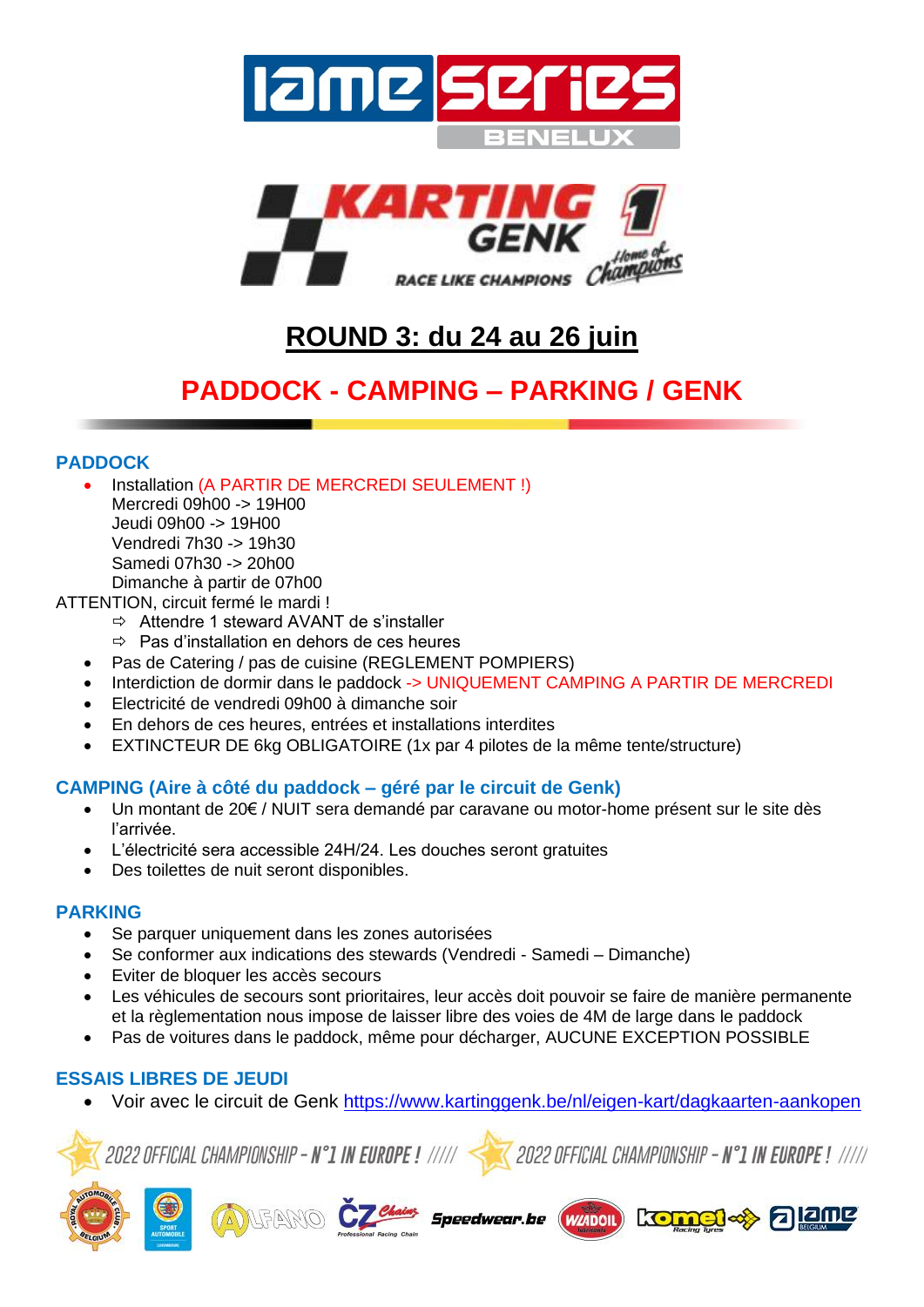# ROUND 3: du 24 au 26 juin

## PADDOCK - CAMPING – PARKING / GENK

### PADDOCK

- Installation (A PARTIR DE MERCREDI SEULEMENT !)
  Mercredi 09h00 -> 19H00
  Jeudi 09h00 -> 19H00
  Vendredi 7h30 -> 19h30
  Samedi 07h30 -> 20h00
  Dimanche à partir de 07h00

ATTENTION, circuit fermé le mardi !

- ⇨ Attendre 1 steward AVANT de s'installer
- ⇨ Pas d'installation en dehors de ces heures

- Pas de Catering / pas de cuisine (REGLEMENT POMPIERS)
- Interdiction de dormir dans le paddock -> UNIQUEMENT CAMPING A PARTIR DE MERCREDI
- Electricité de vendredi 09h00 à dimanche soir
- En dehors de ces heures, entrées et installations interdites
- EXTINCTEUR DE 6kg OBLIGATOIRE (1x par 4 pilotes de la même tente/structure)

### CAMPING (Aire à côté du paddock – géré par le circuit de Genk)

- Un montant de 20€ / NUIT sera demandé par caravane ou motor-home présent sur le site dès l'arrivée.
- L'électricité sera accessible 24H/24. Les douches seront gratuites
- Des toilettes de nuit seront disponibles.

### PARKING

- Se parquer uniquement dans les zones autorisées
- Se conformer aux indications des stewards (Vendredi - Samedi – Dimanche)
- Eviter de bloquer les accès secours
- Les véhicules de secours sont prioritaires, leur accès doit pouvoir se faire de manière permanente et la règlementation nous impose de laisser libre des voies de 4M de large dans le paddock
- Pas de voitures dans le paddock, même pour décharger, AUCUNE EXCEPTION POSSIBLE

### ESSAIS LIBRES DE JEUDI

- Voir avec le circuit de Genk https://www.kartinggenk.be/nl/eigen-kart/dagkaarten-aankopen

2022 OFFICIAL CHAMPIONSHIP – N°1 IN EUROPE ! ///// 2022 OFFICIAL CHAMPIONSHIP – N°1 IN EUROPE ! /////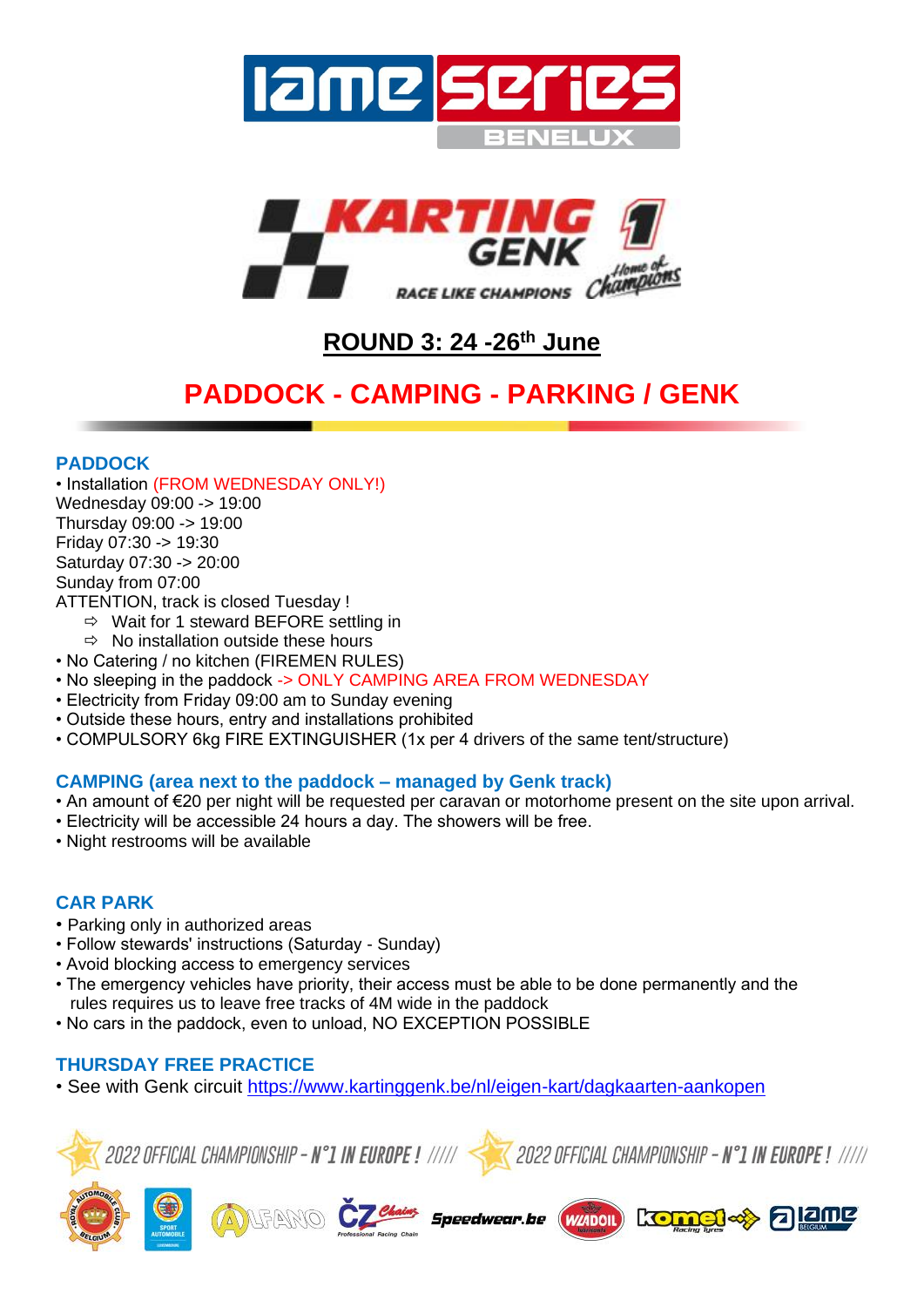# ROUND 3: 24 -26th June

## PADDOCK - CAMPING - PARKING / GENK

### PADDOCK

• Installation (FROM WEDNESDAY ONLY!)
Wednesday 09:00 -> 19:00
Thursday 09:00 -> 19:00
Friday 07:30 -> 19:30
Saturday 07:30 -> 20:00
Sunday from 07:00
ATTENTION, track is closed Tuesday !

- ⇨ Wait for 1 steward BEFORE settling in
- ⇨ No installation outside these hours

• No Catering / no kitchen (FIREMEN RULES)
• No sleeping in the paddock -> ONLY CAMPING AREA FROM WEDNESDAY
• Electricity from Friday 09:00 am to Sunday evening
• Outside these hours, entry and installations prohibited
• COMPULSORY 6kg FIRE EXTINGUISHER (1x per 4 drivers of the same tent/structure)

### CAMPING (area next to the paddock – managed by Genk track)

• An amount of €20 per night will be requested per caravan or motorhome present on the site upon arrival.
• Electricity will be accessible 24 hours a day. The showers will be free.
• Night restrooms will be available

### CAR PARK

• Parking only in authorized areas
• Follow stewards' instructions (Saturday - Sunday)
• Avoid blocking access to emergency services
• The emergency vehicles have priority, their access must be able to be done permanently and the rules requires us to leave free tracks of 4M wide in the paddock
• No cars in the paddock, even to unload, NO EXCEPTION POSSIBLE

### THURSDAY FREE PRACTICE

• See with Genk circuit https://www.kartinggenk.be/nl/eigen-kart/dagkaarten-aankopen

2022 OFFICIAL CHAMPIONSHIP – N°1 IN EUROPE ! ///// 2022 OFFICIAL CHAMPIONSHIP – N°1 IN EUROPE ! /////